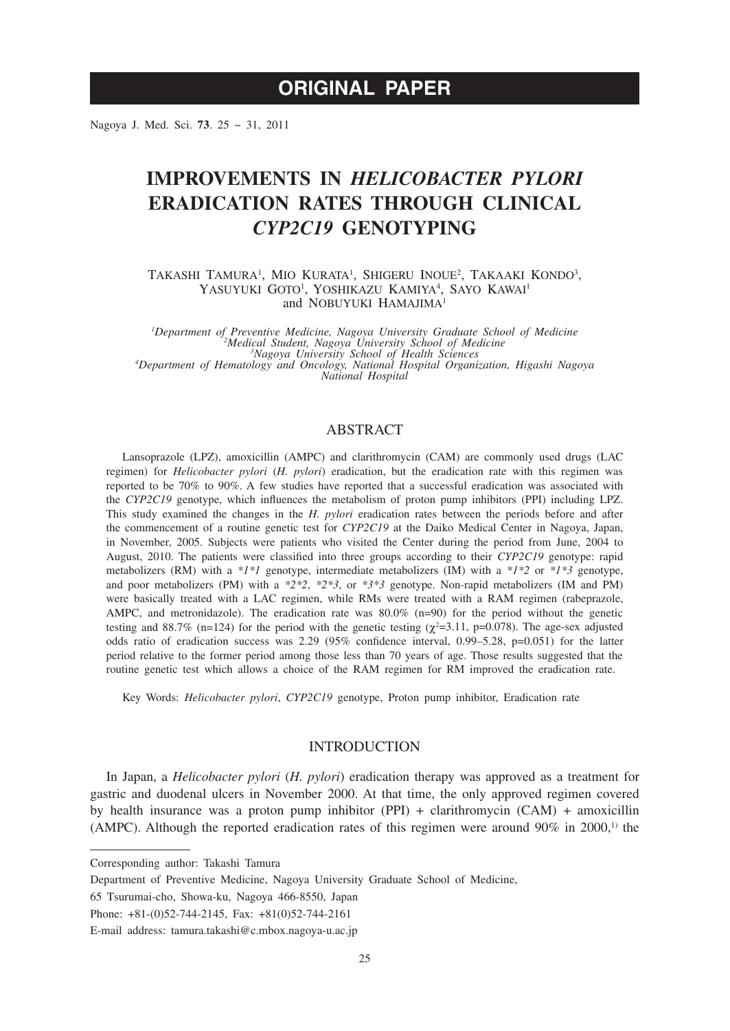ORIGINAL PAPER

# IMPROVEMENTS IN *HELICOBACTER PYLORI* ERADICATION RATES THROUGH CLINICAL *CYP2C19* GENOTYPING

TAKASHI TAMURA[1], MIO KURATA[1], SHIGERU INOUE[2], TAKAAKI KONDO[3], YASUYUKI GOTO[1], YOSHIKAZU KAMIYA[4], SAYO KAWAI[1] and NOBUYUKI HAMAJIMA[1]

[1]*Department of Preventive Medicine, Nagoya University Graduate School of Medicine*
[2]*Medical Student, Nagoya University School of Medicine*
[3]*Nagoya University School of Health Sciences*
[4]*Department of Hematology and Oncology, National Hospital Organization, Higashi Nagoya National Hospital*

## ABSTRACT

Lansoprazole (LPZ), amoxicillin (AMPC) and clarithromycin (CAM) are commonly used drugs (LAC regimen) for *Helicobacter pylori* (*H. pylori*) eradication, but the eradication rate with this regimen was reported to be 70% to 90%. A few studies have reported that a successful eradication was associated with the *CYP2C19* genotype, which influences the metabolism of proton pump inhibitors (PPI) including LPZ. This study examined the changes in the *H. pylori* eradication rates between the periods before and after the commencement of a routine genetic test for *CYP2C19* at the Daiko Medical Center in Nagoya, Japan, in November, 2005. Subjects were patients who visited the Center during the period from June, 2004 to August, 2010. The patients were classified into three groups according to their *CYP2C19* genotype: rapid metabolizers (RM) with a *\*1\*1* genotype, intermediate metabolizers (IM) with a *\*1\*2* or *\*1\*3* genotype, and poor metabolizers (PM) with a *\*2\*2*, *\*2\*3*, or *\*3\*3* genotype. Non-rapid metabolizers (IM and PM) were basically treated with a LAC regimen, while RMs were treated with a RAM regimen (rabeprazole, AMPC, and metronidazole). The eradication rate was 80.0% (n=90) for the period without the genetic testing and 88.7% (n=124) for the period with the genetic testing ($\chi^2$=3.11, p=0.078). The age-sex adjusted odds ratio of eradication success was 2.29 (95% confidence interval, 0.99–5.28, p=0.051) for the latter period relative to the former period among those less than 70 years of age. Those results suggested that the routine genetic test which allows a choice of the RAM regimen for RM improved the eradication rate.

Key Words: *Helicobacter pylori*, *CYP2C19* genotype, Proton pump inhibitor, Eradication rate

## INTRODUCTION

In Japan, a *Helicobacter pylori* (*H. pylori*) eradication therapy was approved as a treatment for gastric and duodenal ulcers in November 2000. At that time, the only approved regimen covered by health insurance was a proton pump inhibitor (PPI) + clarithromycin (CAM) + amoxicillin (AMPC). Although the reported eradication rates of this regimen were around 90% in 2000,[1] the

Corresponding author: Takashi Tamura

Department of Preventive Medicine, Nagoya University Graduate School of Medicine,

65 Tsurumai-cho, Showa-ku, Nagoya 466-8550, Japan

Phone: +81-(0)52-744-2145, Fax: +81(0)52-744-2161

E-mail address: tamura.takashi@c.mbox.nagoya-u.ac.jp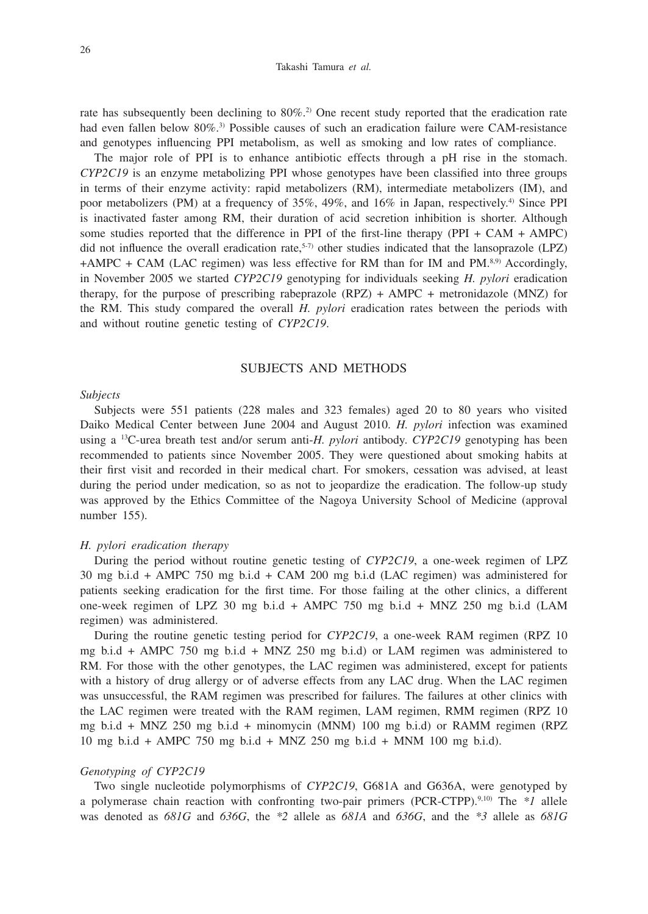rate has subsequently been declining to 80%.[2] One recent study reported that the eradication rate had even fallen below 80%.[3] Possible causes of such an eradication failure were CAM-resistance and genotypes influencing PPI metabolism, as well as smoking and low rates of compliance.

The major role of PPI is to enhance antibiotic effects through a pH rise in the stomach. *CYP2C19* is an enzyme metabolizing PPI whose genotypes have been classified into three groups in terms of their enzyme activity: rapid metabolizers (RM), intermediate metabolizers (IM), and poor metabolizers (PM) at a frequency of 35%, 49%, and 16% in Japan, respectively.[4] Since PPI is inactivated faster among RM, their duration of acid secretion inhibition is shorter. Although some studies reported that the difference in PPI of the first-line therapy (PPI + CAM + AMPC) did not influence the overall eradication rate,[5-7] other studies indicated that the lansoprazole (LPZ) +AMPC + CAM (LAC regimen) was less effective for RM than for IM and PM.[8,9] Accordingly, in November 2005 we started *CYP2C19* genotyping for individuals seeking *H. pylori* eradication therapy, for the purpose of prescribing rabeprazole (RPZ) + AMPC + metronidazole (MNZ) for the RM. This study compared the overall *H. pylori* eradication rates between the periods with and without routine genetic testing of *CYP2C19*.

## SUBJECTS AND METHODS

### *Subjects*

Subjects were 551 patients (228 males and 323 females) aged 20 to 80 years who visited Daiko Medical Center between June 2004 and August 2010. *H. pylori* infection was examined using a $^{13}$C-urea breath test and/or serum anti-*H. pylori* antibody. *CYP2C19* genotyping has been recommended to patients since November 2005. They were questioned about smoking habits at their first visit and recorded in their medical chart. For smokers, cessation was advised, at least during the period under medication, so as not to jeopardize the eradication. The follow-up study was approved by the Ethics Committee of the Nagoya University School of Medicine (approval number 155).

### *H. pylori eradication therapy*

During the period without routine genetic testing of *CYP2C19*, a one-week regimen of LPZ 30 mg b.i.d + AMPC 750 mg b.i.d + CAM 200 mg b.i.d (LAC regimen) was administered for patients seeking eradication for the first time. For those failing at the other clinics, a different one-week regimen of LPZ 30 mg b.i.d + AMPC 750 mg b.i.d + MNZ 250 mg b.i.d (LAM regimen) was administered.

During the routine genetic testing period for *CYP2C19*, a one-week RAM regimen (RPZ 10 mg b.i.d + AMPC 750 mg b.i.d + MNZ 250 mg b.i.d) or LAM regimen was administered to RM. For those with the other genotypes, the LAC regimen was administered, except for patients with a history of drug allergy or of adverse effects from any LAC drug. When the LAC regimen was unsuccessful, the RAM regimen was prescribed for failures. The failures at other clinics with the LAC regimen were treated with the RAM regimen, LAM regimen, RMM regimen (RPZ 10 mg b.i.d + MNZ 250 mg b.i.d + minomycin (MNM) 100 mg b.i.d) or RAMM regimen (RPZ 10 mg b.i.d + AMPC 750 mg b.i.d + MNZ 250 mg b.i.d + MNM 100 mg b.i.d).

### *Genotyping of CYP2C19*

Two single nucleotide polymorphisms of *CYP2C19*, G681A and G636A, were genotyped by a polymerase chain reaction with confronting two-pair primers (PCR-CTPP).[9,10] The *\*1* allele was denoted as *681G* and *636G*, the *\*2* allele as *681A* and *636G*, and the *\*3* allele as *681G*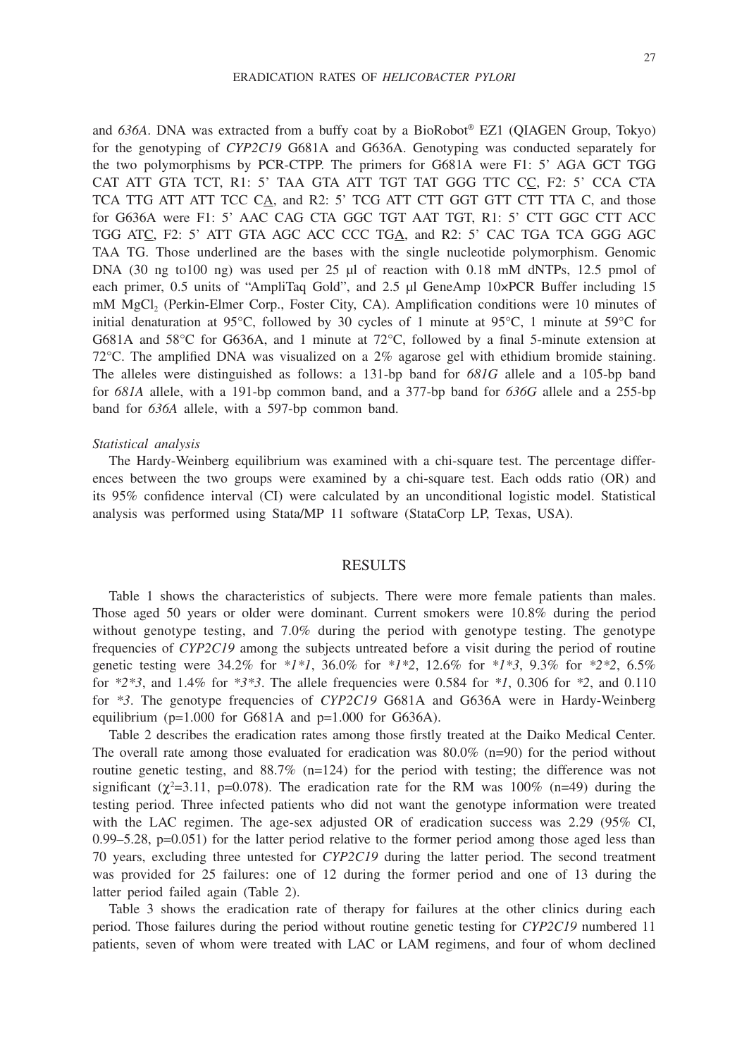and *636A*. DNA was extracted from a buffy coat by a BioRobot® EZ1 (QIAGEN Group, Tokyo) for the genotyping of *CYP2C19* G681A and G636A. Genotyping was conducted separately for the two polymorphisms by PCR-CTPP. The primers for G681A were F1: 5' AGA GCT TGG CAT ATT GTA TCT, R1: 5' TAA GTA ATT TGT TAT GGG TTC C<u>C</u>, F2: 5' CCA CTA TCA TTG ATT ATT TCC C<u>A</u>, and R2: 5' TCG ATT CTT GGT GTT CTT TTA C, and those for G636A were F1: 5' AAC CAG CTA GGC TGT AAT TGT, R1: 5' CTT GGC CTT ACC TGG AT<u>C</u>, F2: 5' ATT GTA AGC ACC CCC TG<u>A</u>, and R2: 5' CAC TGA TCA GGG AGC TAA TG. Those underlined are the bases with the single nucleotide polymorphism. Genomic DNA (30 ng to100 ng) was used per 25 µl of reaction with 0.18 mM dNTPs, 12.5 pmol of each primer, 0.5 units of "AmpliTaq Gold", and 2.5 µl GeneAmp 10×PCR Buffer including 15 mM $MgCl_2$ (Perkin-Elmer Corp., Foster City, CA). Amplification conditions were 10 minutes of initial denaturation at 95°C, followed by 30 cycles of 1 minute at 95°C, 1 minute at 59°C for G681A and 58°C for G636A, and 1 minute at 72°C, followed by a final 5-minute extension at 72°C. The amplified DNA was visualized on a 2% agarose gel with ethidium bromide staining. The alleles were distinguished as follows: a 131-bp band for *681G* allele and a 105-bp band for *681A* allele, with a 191-bp common band, and a 377-bp band for *636G* allele and a 255-bp band for *636A* allele, with a 597-bp common band.

*Statistical analysis*

The Hardy-Weinberg equilibrium was examined with a chi-square test. The percentage differences between the two groups were examined by a chi-square test. Each odds ratio (OR) and its 95% confidence interval (CI) were calculated by an unconditional logistic model. Statistical analysis was performed using Stata/MP 11 software (StataCorp LP, Texas, USA).

## RESULTS

Table 1 shows the characteristics of subjects. There were more female patients than males. Those aged 50 years or older were dominant. Current smokers were 10.8% during the period without genotype testing, and 7.0% during the period with genotype testing. The genotype frequencies of *CYP2C19* among the subjects untreated before a visit during the period of routine genetic testing were 34.2% for *\*1\*1*, 36.0% for *\*1\*2*, 12.6% for *\*1\*3*, 9.3% for *\*2\*2*, 6.5% for *\*2\*3*, and 1.4% for *\*3\*3*. The allele frequencies were 0.584 for *\*1*, 0.306 for *\*2*, and 0.110 for *\*3*. The genotype frequencies of *CYP2C19* G681A and G636A were in Hardy-Weinberg equilibrium (p=1.000 for G681A and p=1.000 for G636A).

Table 2 describes the eradication rates among those firstly treated at the Daiko Medical Center. The overall rate among those evaluated for eradication was 80.0% (n=90) for the period without routine genetic testing, and 88.7% (n=124) for the period with testing; the difference was not significant ($\chi^2$=3.11, p=0.078). The eradication rate for the RM was 100% (n=49) during the testing period. Three infected patients who did not want the genotype information were treated with the LAC regimen. The age-sex adjusted OR of eradication success was 2.29 (95% CI, 0.99–5.28, p=0.051) for the latter period relative to the former period among those aged less than 70 years, excluding three untested for *CYP2C19* during the latter period. The second treatment was provided for 25 failures: one of 12 during the former period and one of 13 during the latter period failed again (Table 2).

Table 3 shows the eradication rate of therapy for failures at the other clinics during each period. Those failures during the period without routine genetic testing for *CYP2C19* numbered 11 patients, seven of whom were treated with LAC or LAM regimens, and four of whom declined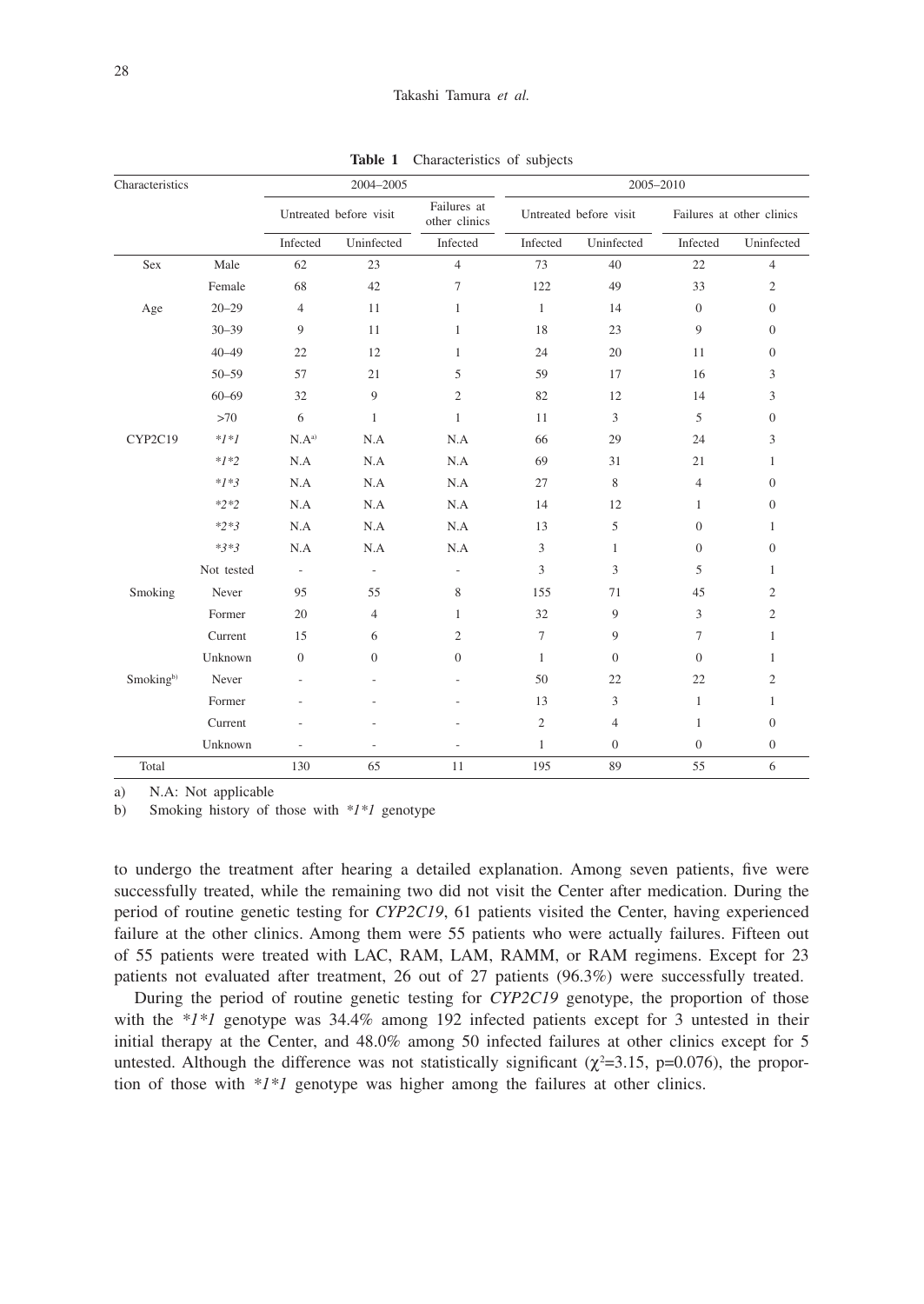**Table 1** Characteristics of subjects

| Characteristics | | 2004–2005 | | | 2005–2010 | | | |
|---|---|---|---|---|---|---|---|---|
| | | Untreated before visit | | Failures at other clinics | Untreated before visit | | Failures at other clinics | |
| | | Infected | Uninfected | Infected | Infected | Uninfected | Infected | Uninfected |
| Sex | Male | 62 | 23 | 4 | 73 | 40 | 22 | 4 |
| | Female | 68 | 42 | 7 | 122 | 49 | 33 | 2 |
| Age | 20–29 | 4 | 11 | 1 | 1 | 14 | 0 | 0 |
| | 30–39 | 9 | 11 | 1 | 18 | 23 | 9 | 0 |
| | 40–49 | 22 | 12 | 1 | 24 | 20 | 11 | 0 |
| | 50–59 | 57 | 21 | 5 | 59 | 17 | 16 | 3 |
| | 60–69 | 32 | 9 | 2 | 82 | 12 | 14 | 3 |
| | >70 | 6 | 1 | 1 | 11 | 3 | 5 | 0 |
| CYP2C19 | *1*1 | N.A[a] | N.A | N.A | 66 | 29 | 24 | 3 |
| | *1*2 | N.A | N.A | N.A | 69 | 31 | 21 | 1 |
| | *1*3 | N.A | N.A | N.A | 27 | 8 | 4 | 0 |
| | *2*2 | N.A | N.A | N.A | 14 | 12 | 1 | 0 |
| | *2*3 | N.A | N.A | N.A | 13 | 5 | 0 | 1 |
| | *3*3 | N.A | N.A | N.A | 3 | 1 | 0 | 0 |
| | Not tested | - | - | - | 3 | 3 | 5 | 1 |
| Smoking | Never | 95 | 55 | 8 | 155 | 71 | 45 | 2 |
| | Former | 20 | 4 | 1 | 32 | 9 | 3 | 2 |
| | Current | 15 | 6 | 2 | 7 | 9 | 7 | 1 |
| | Unknown | 0 | 0 | 0 | 1 | 0 | 0 | 1 |
| Smoking[b] | Never | - | - | - | 50 | 22 | 22 | 2 |
| | Former | - | - | - | 13 | 3 | 1 | 1 |
| | Current | - | - | - | 2 | 4 | 1 | 0 |
| | Unknown | - | - | - | 1 | 0 | 0 | 0 |
| Total | | 130 | 65 | 11 | 195 | 89 | 55 | 6 |

a) N.A: Not applicable

b) Smoking history of those with *1*1 genotype

to undergo the treatment after hearing a detailed explanation. Among seven patients, five were successfully treated, while the remaining two did not visit the Center after medication. During the period of routine genetic testing for *CYP2C19*, 61 patients visited the Center, having experienced failure at the other clinics. Among them were 55 patients who were actually failures. Fifteen out of 55 patients were treated with LAC, RAM, LAM, RAMM, or RAM regimens. Except for 23 patients not evaluated after treatment, 26 out of 27 patients (96.3%) were successfully treated.

During the period of routine genetic testing for *CYP2C19* genotype, the proportion of those with the *1*1 genotype was 34.4% among 192 infected patients except for 3 untested in their initial therapy at the Center, and 48.0% among 50 infected failures at other clinics except for 5 untested. Although the difference was not statistically significant ($\chi^2$=3.15, p=0.076), the proportion of those with *1*1 genotype was higher among the failures at other clinics.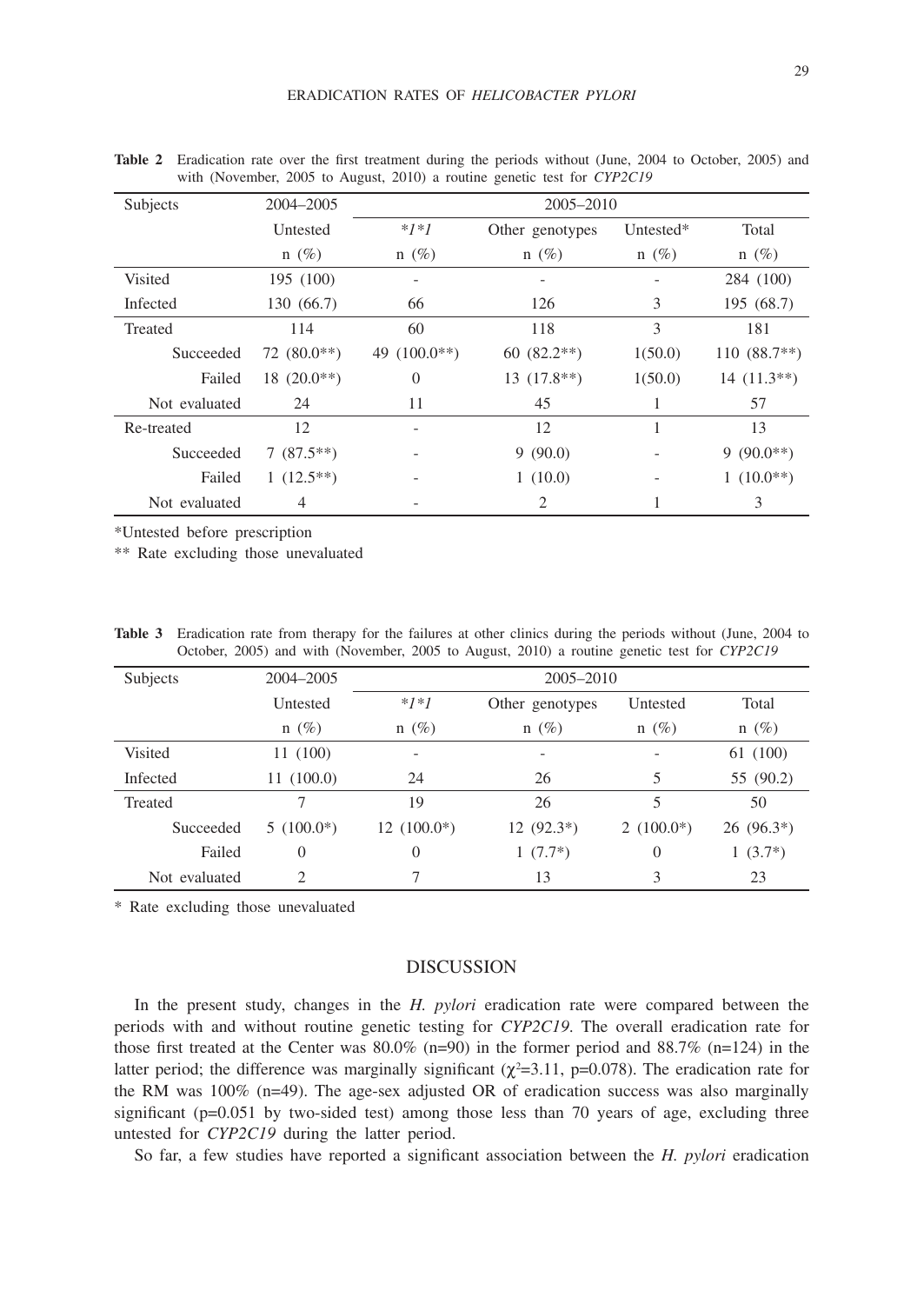**Table 2** Eradication rate over the first treatment during the periods without (June, 2004 to October, 2005) and with (November, 2005 to August, 2010) a routine genetic test for *CYP2C19*

| Subjects | 2004–2005 | 2005–2010 | | | |
|---|---|---|---|---|---|
| | Untested | *\*1\*1* | Other genotypes | Untested* | Total |
| | n (%) | n (%) | n (%) | n (%) | n (%) |
| Visited | 195 (100) | - | - | - | 284 (100) |
| Infected | 130 (66.7) | 66 | 126 | 3 | 195 (68.7) |
| Treated | 114 | 60 | 118 | 3 | 181 |
| Succeeded | 72 (80.0**) | 49 (100.0**) | 60 (82.2**) | 1(50.0) | 110 (88.7**) |
| Failed | 18 (20.0**) | 0 | 13 (17.8**) | 1(50.0) | 14 (11.3**) |
| Not evaluated | 24 | 11 | 45 | 1 | 57 |
| Re-treated | 12 | - | 12 | 1 | 13 |
| Succeeded | 7 (87.5**) | - | 9 (90.0) | - | 9 (90.0**) |
| Failed | 1 (12.5**) | - | 1 (10.0) | - | 1 (10.0**) |
| Not evaluated | 4 | - | 2 | 1 | 3 |

*Untested before prescription

** Rate excluding those unevaluated

**Table 3** Eradication rate from therapy for the failures at other clinics during the periods without (June, 2004 to October, 2005) and with (November, 2005 to August, 2010) a routine genetic test for *CYP2C19*

| Subjects | 2004–2005 | 2005–2010 | | | |
|---|---|---|---|---|---|
| | Untested | *\*1\*1* | Other genotypes | Untested | Total |
| | n (%) | n (%) | n (%) | n (%) | n (%) |
| Visited | 11 (100) | - | - | - | 61 (100) |
| Infected | 11 (100.0) | 24 | 26 | 5 | 55 (90.2) |
| Treated | 7 | 19 | 26 | 5 | 50 |
| Succeeded | 5 (100.0*) | 12 (100.0*) | 12 (92.3*) | 2 (100.0*) | 26 (96.3*) |
| Failed | 0 | 0 | 1 (7.7*) | 0 | 1 (3.7*) |
| Not evaluated | 2 | 7 | 13 | 3 | 23 |

\* Rate excluding those unevaluated

## DISCUSSION

In the present study, changes in the *H. pylori* eradication rate were compared between the periods with and without routine genetic testing for *CYP2C19*. The overall eradication rate for those first treated at the Center was 80.0% (n=90) in the former period and 88.7% (n=124) in the latter period; the difference was marginally significant ($\chi^2$=3.11, p=0.078). The eradication rate for the RM was 100% (n=49). The age-sex adjusted OR of eradication success was also marginally significant (p=0.051 by two-sided test) among those less than 70 years of age, excluding three untested for *CYP2C19* during the latter period.

So far, a few studies have reported a significant association between the *H. pylori* eradication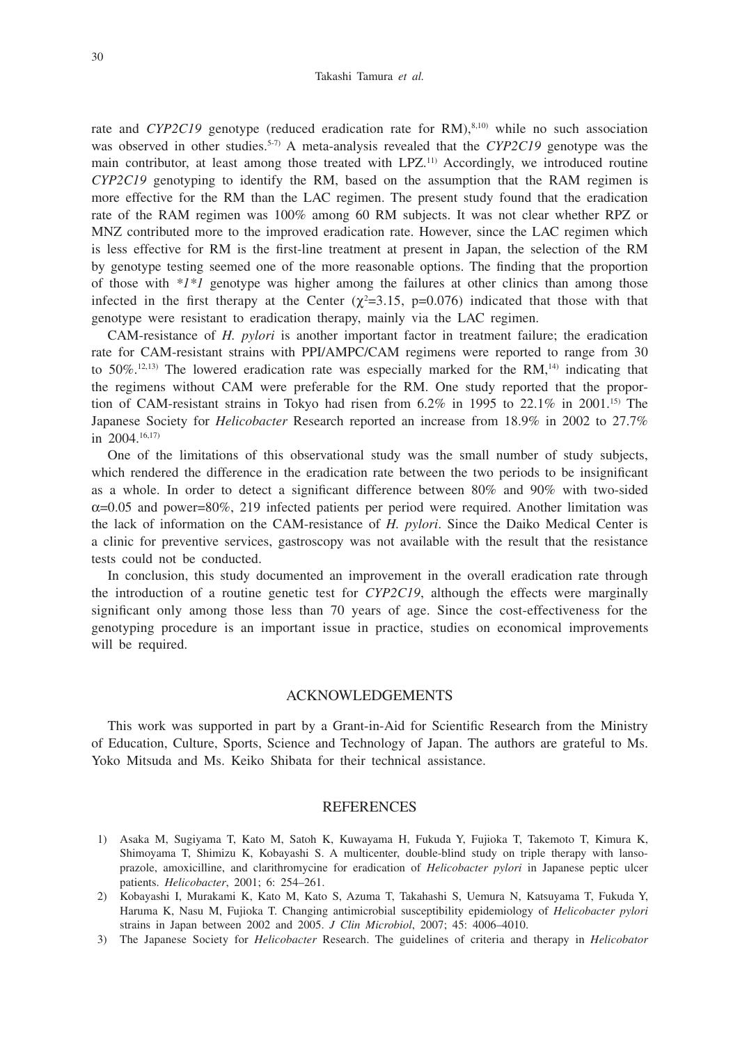rate and *CYP2C19* genotype (reduced eradication rate for RM),[8,10] while no such association was observed in other studies.[5-7] A meta-analysis revealed that the *CYP2C19* genotype was the main contributor, at least among those treated with LPZ.[11] Accordingly, we introduced routine *CYP2C19* genotyping to identify the RM, based on the assumption that the RAM regimen is more effective for the RM than the LAC regimen. The present study found that the eradication rate of the RAM regimen was 100% among 60 RM subjects. It was not clear whether RPZ or MNZ contributed more to the improved eradication rate. However, since the LAC regimen which is less effective for RM is the first-line treatment at present in Japan, the selection of the RM by genotype testing seemed one of the more reasonable options. The finding that the proportion of those with *\*1\*1* genotype was higher among the failures at other clinics than among those infected in the first therapy at the Center ($\chi^2$=3.15, p=0.076) indicated that those with that genotype were resistant to eradication therapy, mainly via the LAC regimen.

CAM-resistance of *H. pylori* is another important factor in treatment failure; the eradication rate for CAM-resistant strains with PPI/AMPC/CAM regimens were reported to range from 30 to 50%.[12,13] The lowered eradication rate was especially marked for the RM,[14] indicating that the regimens without CAM were preferable for the RM. One study reported that the proportion of CAM-resistant strains in Tokyo had risen from 6.2% in 1995 to 22.1% in 2001.[15] The Japanese Society for *Helicobacter* Research reported an increase from 18.9% in 2002 to 27.7% in 2004.[16,17]

One of the limitations of this observational study was the small number of study subjects, which rendered the difference in the eradication rate between the two periods to be insignificant as a whole. In order to detect a significant difference between 80% and 90% with two-sided $\alpha$=0.05 and power=80%, 219 infected patients per period were required. Another limitation was the lack of information on the CAM-resistance of *H. pylori*. Since the Daiko Medical Center is a clinic for preventive services, gastroscopy was not available with the result that the resistance tests could not be conducted.

In conclusion, this study documented an improvement in the overall eradication rate through the introduction of a routine genetic test for *CYP2C19*, although the effects were marginally significant only among those less than 70 years of age. Since the cost-effectiveness for the genotyping procedure is an important issue in practice, studies on economical improvements will be required.

## ACKNOWLEDGEMENTS

This work was supported in part by a Grant-in-Aid for Scientific Research from the Ministry of Education, Culture, Sports, Science and Technology of Japan. The authors are grateful to Ms. Yoko Mitsuda and Ms. Keiko Shibata for their technical assistance.

## REFERENCES

1) Asaka M, Sugiyama T, Kato M, Satoh K, Kuwayama H, Fukuda Y, Fujioka T, Takemoto T, Kimura K, Shimoyama T, Shimizu K, Kobayashi S. A multicenter, double-blind study on triple therapy with lansoprazole, amoxicilline, and clarithromycine for eradication of *Helicobacter pylori* in Japanese peptic ulcer patients. *Helicobacter*, 2001; 6: 254–261.
2) Kobayashi I, Murakami K, Kato M, Kato S, Azuma T, Takahashi S, Uemura N, Katsuyama T, Fukuda Y, Haruma K, Nasu M, Fujioka T. Changing antimicrobial susceptibility epidemiology of *Helicobacter pylori* strains in Japan between 2002 and 2005. *J Clin Microbiol*, 2007; 45: 4006–4010.
3) The Japanese Society for *Helicobacter* Research. The guidelines of criteria and therapy in *Helicobator*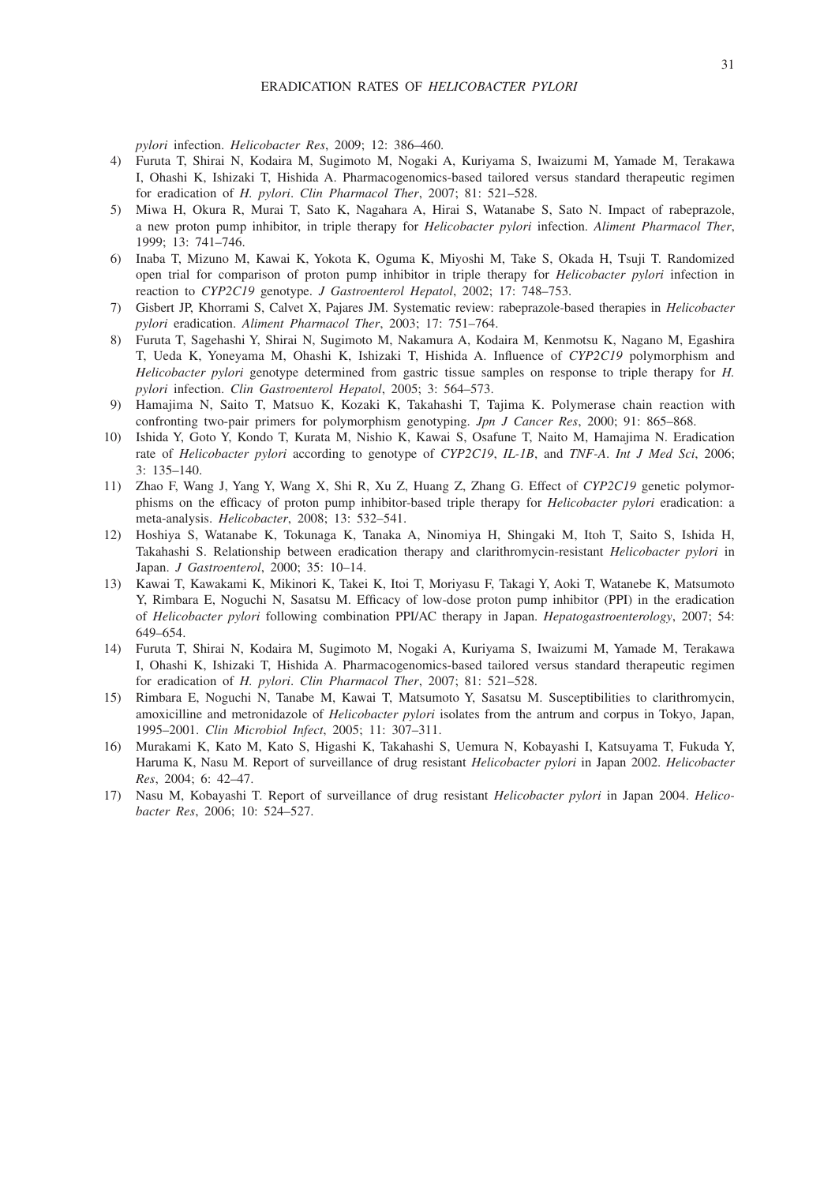*pylori* infection. *Helicobacter Res*, 2009; 12: 386–460.

4) Furuta T, Shirai N, Kodaira M, Sugimoto M, Nogaki A, Kuriyama S, Iwaizumi M, Yamade M, Terakawa I, Ohashi K, Ishizaki T, Hishida A. Pharmacogenomics-based tailored versus standard therapeutic regimen for eradication of *H. pylori*. *Clin Pharmacol Ther*, 2007; 81: 521–528.
5) Miwa H, Okura R, Murai T, Sato K, Nagahara A, Hirai S, Watanabe S, Sato N. Impact of rabeprazole, a new proton pump inhibitor, in triple therapy for *Helicobacter pylori* infection. *Aliment Pharmacol Ther*, 1999; 13: 741–746.
6) Inaba T, Mizuno M, Kawai K, Yokota K, Oguma K, Miyoshi M, Take S, Okada H, Tsuji T. Randomized open trial for comparison of proton pump inhibitor in triple therapy for *Helicobacter pylori* infection in reaction to *CYP2C19* genotype. *J Gastroenterol Hepatol*, 2002; 17: 748–753.
7) Gisbert JP, Khorrami S, Calvet X, Pajares JM. Systematic review: rabeprazole-based therapies in *Helicobacter pylori* eradication. *Aliment Pharmacol Ther*, 2003; 17: 751–764.
8) Furuta T, Sagehashi Y, Shirai N, Sugimoto M, Nakamura A, Kodaira M, Kenmotsu K, Nagano M, Egashira T, Ueda K, Yoneyama M, Ohashi K, Ishizaki T, Hishida A. Influence of *CYP2C19* polymorphism and *Helicobacter pylori* genotype determined from gastric tissue samples on response to triple therapy for *H. pylori* infection. *Clin Gastroenterol Hepatol*, 2005; 3: 564–573.
9) Hamajima N, Saito T, Matsuo K, Kozaki K, Takahashi T, Tajima K. Polymerase chain reaction with confronting two-pair primers for polymorphism genotyping. *Jpn J Cancer Res*, 2000; 91: 865–868.
10) Ishida Y, Goto Y, Kondo T, Kurata M, Nishio K, Kawai S, Osafune T, Naito M, Hamajima N. Eradication rate of *Helicobacter pylori* according to genotype of *CYP2C19*, *IL-1B*, and *TNF-A*. *Int J Med Sci*, 2006; 3: 135–140.
11) Zhao F, Wang J, Yang Y, Wang X, Shi R, Xu Z, Huang Z, Zhang G. Effect of *CYP2C19* genetic polymorphisms on the efficacy of proton pump inhibitor-based triple therapy for *Helicobacter pylori* eradication: a meta-analysis. *Helicobacter*, 2008; 13: 532–541.
12) Hoshiya S, Watanabe K, Tokunaga K, Tanaka A, Ninomiya H, Shingaki M, Itoh T, Saito S, Ishida H, Takahashi S. Relationship between eradication therapy and clarithromycin-resistant *Helicobacter pylori* in Japan. *J Gastroenterol*, 2000; 35: 10–14.
13) Kawai T, Kawakami K, Mikinori K, Takei K, Itoi T, Moriyasu F, Takagi Y, Aoki T, Watanebe K, Matsumoto Y, Rimbara E, Noguchi N, Sasatsu M. Efficacy of low-dose proton pump inhibitor (PPI) in the eradication of *Helicobacter pylori* following combination PPI/AC therapy in Japan. *Hepatogastroenterology*, 2007; 54: 649–654.
14) Furuta T, Shirai N, Kodaira M, Sugimoto M, Nogaki A, Kuriyama S, Iwaizumi M, Yamade M, Terakawa I, Ohashi K, Ishizaki T, Hishida A. Pharmacogenomics-based tailored versus standard therapeutic regimen for eradication of *H. pylori*. *Clin Pharmacol Ther*, 2007; 81: 521–528.
15) Rimbara E, Noguchi N, Tanabe M, Kawai T, Matsumoto Y, Sasatsu M. Susceptibilities to clarithromycin, amoxicilline and metronidazole of *Helicobacter pylori* isolates from the antrum and corpus in Tokyo, Japan, 1995–2001. *Clin Microbiol Infect*, 2005; 11: 307–311.
16) Murakami K, Kato M, Kato S, Higashi K, Takahashi S, Uemura N, Kobayashi I, Katsuyama T, Fukuda Y, Haruma K, Nasu M. Report of surveillance of drug resistant *Helicobacter pylori* in Japan 2002. *Helicobacter Res*, 2004; 6: 42–47.
17) Nasu M, Kobayashi T. Report of surveillance of drug resistant *Helicobacter pylori* in Japan 2004. *Helicobacter Res*, 2006; 10: 524–527.